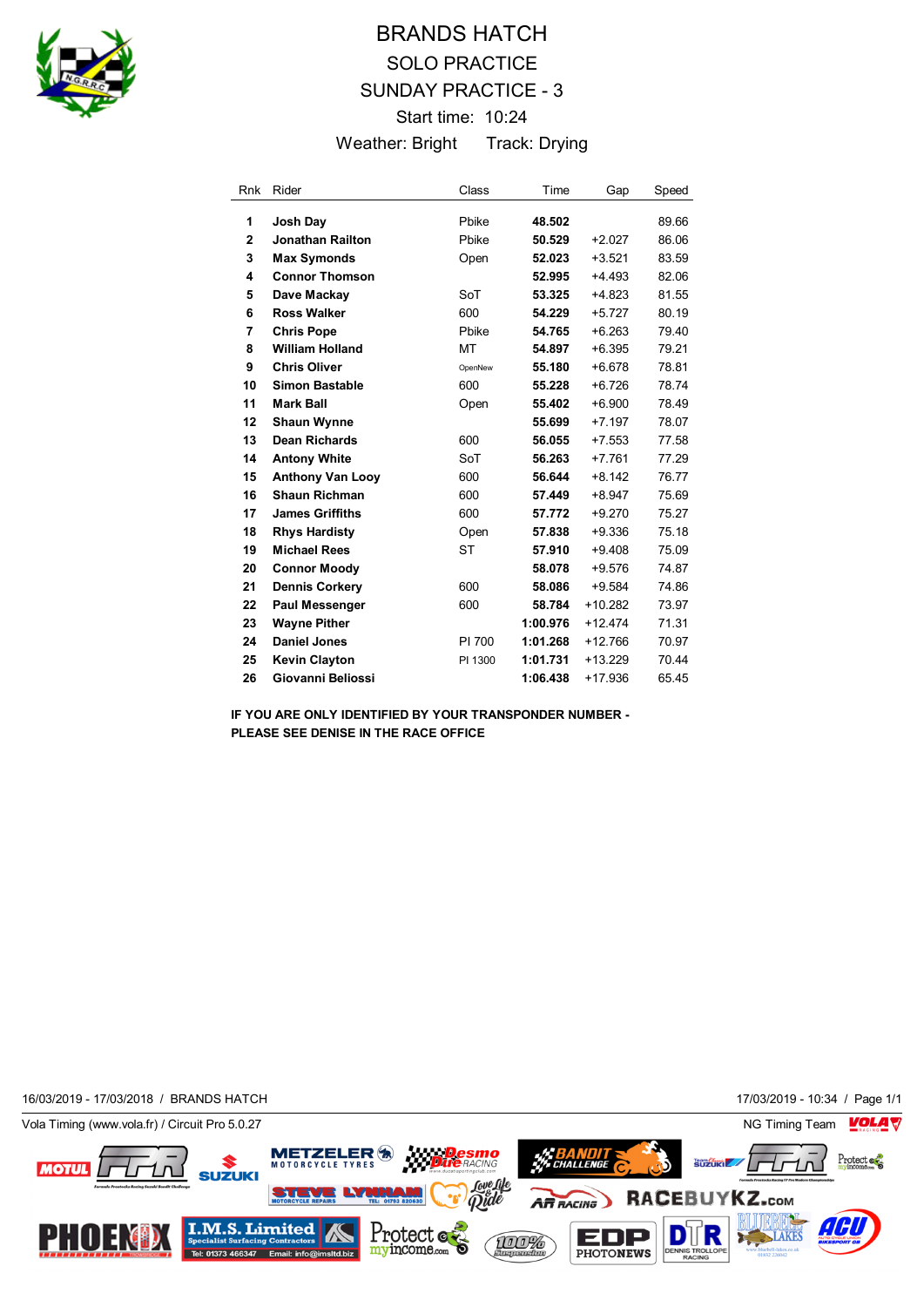# BRANDS HATCH

## SOLO PRACTICE

## SUNDAY PRACTICE - 3

Start time: 10:24

Weather: Bright  Track: Drying

| Rnk | Rider | Class | Time | Gap | Speed |
|---|---|---|---|---|---|
| 1 | **Josh Day** | Pbike | **48.502** | | 89.66 |
| 2 | **Jonathan Railton** | Pbike | **50.529** | +2.027 | 86.06 |
| 3 | **Max Symonds** | Open | **52.023** | +3.521 | 83.59 |
| 4 | **Connor Thomson** | | **52.995** | +4.493 | 82.06 |
| 5 | **Dave Mackay** | SoT | **53.325** | +4.823 | 81.55 |
| 6 | **Ross Walker** | 600 | **54.229** | +5.727 | 80.19 |
| 7 | **Chris Pope** | Pbike | **54.765** | +6.263 | 79.40 |
| 8 | **William Holland** | MT | **54.897** | +6.395 | 79.21 |
| 9 | **Chris Oliver** | OpenNew | **55.180** | +6.678 | 78.81 |
| 10 | **Simon Bastable** | 600 | **55.228** | +6.726 | 78.74 |
| 11 | **Mark Ball** | Open | **55.402** | +6.900 | 78.49 |
| 12 | **Shaun Wynne** | | **55.699** | +7.197 | 78.07 |
| 13 | **Dean Richards** | 600 | **56.055** | +7.553 | 77.58 |
| 14 | **Antony White** | SoT | **56.263** | +7.761 | 77.29 |
| 15 | **Anthony Van Looy** | 600 | **56.644** | +8.142 | 76.77 |
| 16 | **Shaun Richman** | 600 | **57.449** | +8.947 | 75.69 |
| 17 | **James Griffiths** | 600 | **57.772** | +9.270 | 75.27 |
| 18 | **Rhys Hardisty** | Open | **57.838** | +9.336 | 75.18 |
| 19 | **Michael Rees** | ST | **57.910** | +9.408 | 75.09 |
| 20 | **Connor Moody** | | **58.078** | +9.576 | 74.87 |
| 21 | **Dennis Corkery** | 600 | **58.086** | +9.584 | 74.86 |
| 22 | **Paul Messenger** | 600 | **58.784** | +10.282 | 73.97 |
| 23 | **Wayne Pither** | | **1:00.976** | +12.474 | 71.31 |
| 24 | **Daniel Jones** | PI 700 | **1:01.268** | +12.766 | 70.97 |
| 25 | **Kevin Clayton** | PI 1300 | **1:01.731** | +13.229 | 70.44 |
| 26 | **Giovanni Beliossi** | | **1:06.438** | +17.936 | 65.45 |

**IF YOU ARE ONLY IDENTIFIED BY YOUR TRANSPONDER NUMBER - PLEASE SEE DENISE IN THE RACE OFFICE**

16/03/2019 - 17/03/2018 / BRANDS HATCH    17/03/2019 - 10:34

Vola Timing (www.vola.fr) / Circuit Pro 5.0.27    NG Timing Team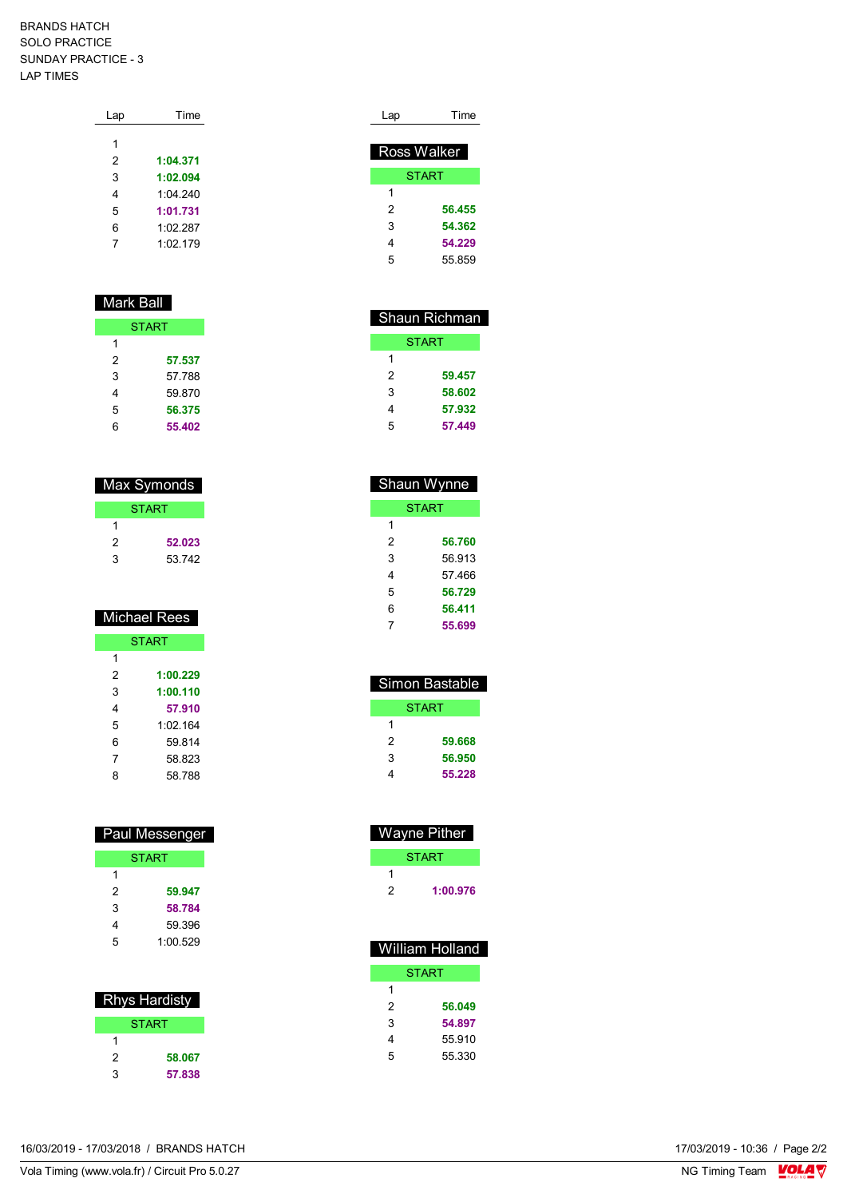BRANDS HATCH
SOLO PRACTICE
SUNDAY PRACTICE - 3
LAP TIMES

| Lap | Time |
|---|---|
| 1 | |
| 2 | **1:04.371** |
| 3 | **1:02.094** |
| 4 | 1:04.240 |
| 5 | **1:01.731** |
| 6 | 1:02.287 |
| 7 | 1:02.179 |

### Mark Ball

| Lap | Time |
|---|---|
| START | |
| 1 | |
| 2 | **57.537** |
| 3 | 57.788 |
| 4 | 59.870 |
| 5 | **56.375** |
| 6 | **55.402** |

### Max Symonds

| Lap | Time |
|---|---|
| START | |
| 1 | |
| 2 | **52.023** |
| 3 | 53.742 |

### Michael Rees

| Lap | Time |
|---|---|
| START | |
| 1 | |
| 2 | **1:00.229** |
| 3 | **1:00.110** |
| 4 | **57.910** |
| 5 | 1:02.164 |
| 6 | 59.814 |
| 7 | 58.823 |
| 8 | 58.788 |

### Paul Messenger

| Lap | Time |
|---|---|
| START | |
| 1 | |
| 2 | **59.947** |
| 3 | **58.784** |
| 4 | 59.396 |
| 5 | 1:00.529 |

### Rhys Hardisty

| Lap | Time |
|---|---|
| START | |
| 1 | |
| 2 | **58.067** |
| 3 | **57.838** |

### Ross Walker

| Lap | Time |
|---|---|
| START | |
| 1 | |
| 2 | **56.455** |
| 3 | **54.362** |
| 4 | **54.229** |
| 5 | 55.859 |

### Shaun Richman

| Lap | Time |
|---|---|
| START | |
| 1 | |
| 2 | **59.457** |
| 3 | **58.602** |
| 4 | **57.932** |
| 5 | **57.449** |

### Shaun Wynne

| Lap | Time |
|---|---|
| START | |
| 1 | |
| 2 | **56.760** |
| 3 | 56.913 |
| 4 | 57.466 |
| 5 | **56.729** |
| 6 | **56.411** |
| 7 | **55.699** |

### Simon Bastable

| Lap | Time |
|---|---|
| START | |
| 1 | |
| 2 | **59.668** |
| 3 | **56.950** |
| 4 | **55.228** |

### Wayne Pither

| Lap | Time |
|---|---|
| START | |
| 1 | |
| 2 | **1:00.976** |

### William Holland

| Lap | Time |
|---|---|
| START | |
| 1 | |
| 2 | **56.049** |
| 3 | **54.897** |
| 4 | 55.910 |
| 5 | 55.330 |

16/03/2019 - 17/03/2018 / BRANDS HATCH

17/03/2019 - 10:36

Vola Timing (www.vola.fr) / Circuit Pro 5.0.27

NG Timing Team